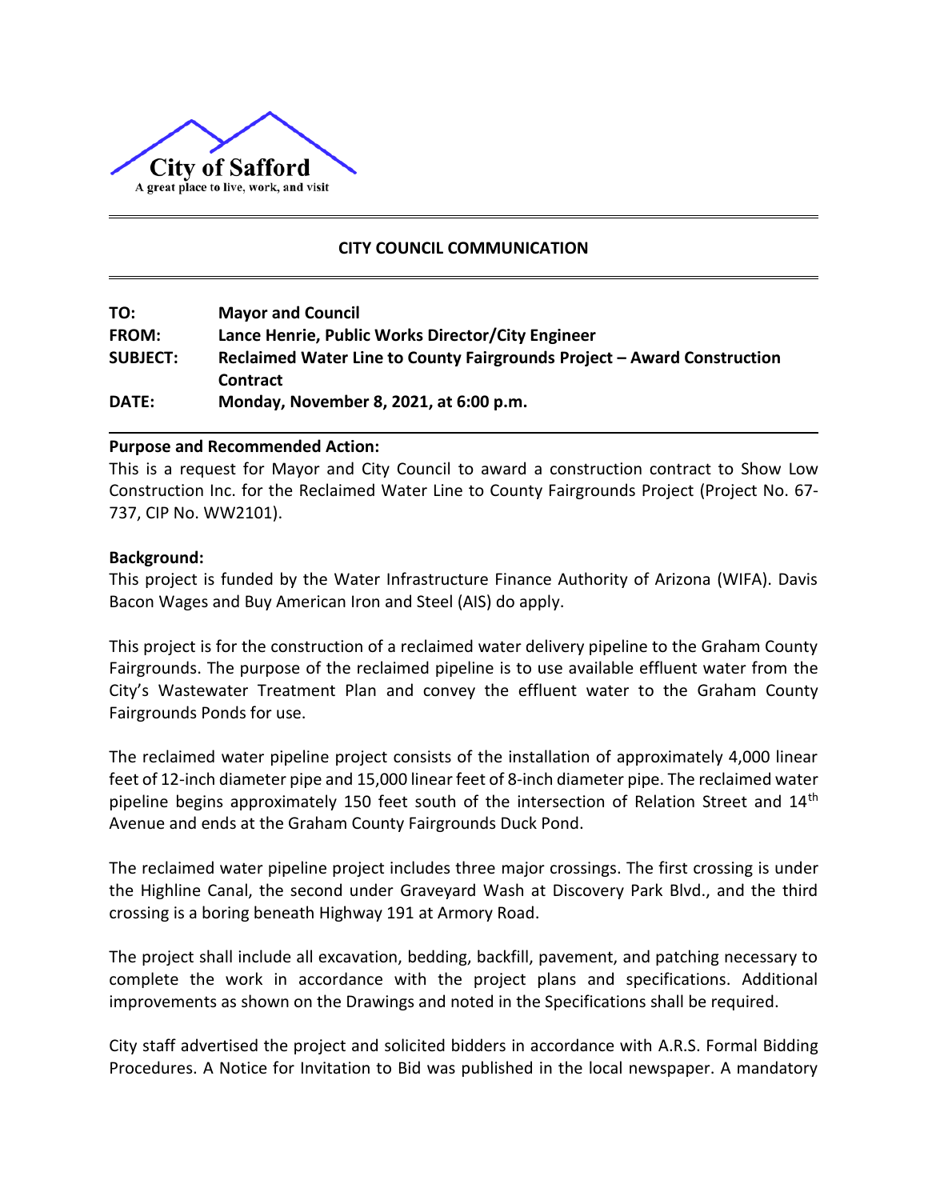City of Safford

A great place to live, work, and visit

---

## CITY COUNCIL COMMUNICATION

---

| | |
|---|---|
| **TO:** | **Mayor and Council** |
| **FROM:** | **Lance Henrie, Public Works Director/City Engineer** |
| **SUBJECT:** | **Reclaimed Water Line to County Fairgrounds Project – Award Construction Contract** |
| **DATE:** | **Monday, November 8, 2021, at 6:00 p.m.** |

---

**Purpose and Recommended Action:**

This is a request for Mayor and City Council to award a construction contract to Show Low Construction Inc. for the Reclaimed Water Line to County Fairgrounds Project (Project No. 67-737, CIP No. WW2101).

**Background:**

This project is funded by the Water Infrastructure Finance Authority of Arizona (WIFA). Davis Bacon Wages and Buy American Iron and Steel (AIS) do apply.

This project is for the construction of a reclaimed water delivery pipeline to the Graham County Fairgrounds. The purpose of the reclaimed pipeline is to use available effluent water from the City's Wastewater Treatment Plan and convey the effluent water to the Graham County Fairgrounds Ponds for use.

The reclaimed water pipeline project consists of the installation of approximately 4,000 linear feet of 12-inch diameter pipe and 15,000 linear feet of 8-inch diameter pipe. The reclaimed water pipeline begins approximately 150 feet south of the intersection of Relation Street and 14th Avenue and ends at the Graham County Fairgrounds Duck Pond.

The reclaimed water pipeline project includes three major crossings. The first crossing is under the Highline Canal, the second under Graveyard Wash at Discovery Park Blvd., and the third crossing is a boring beneath Highway 191 at Armory Road.

The project shall include all excavation, bedding, backfill, pavement, and patching necessary to complete the work in accordance with the project plans and specifications. Additional improvements as shown on the Drawings and noted in the Specifications shall be required.

City staff advertised the project and solicited bidders in accordance with A.R.S. Formal Bidding Procedures. A Notice for Invitation to Bid was published in the local newspaper. A mandatory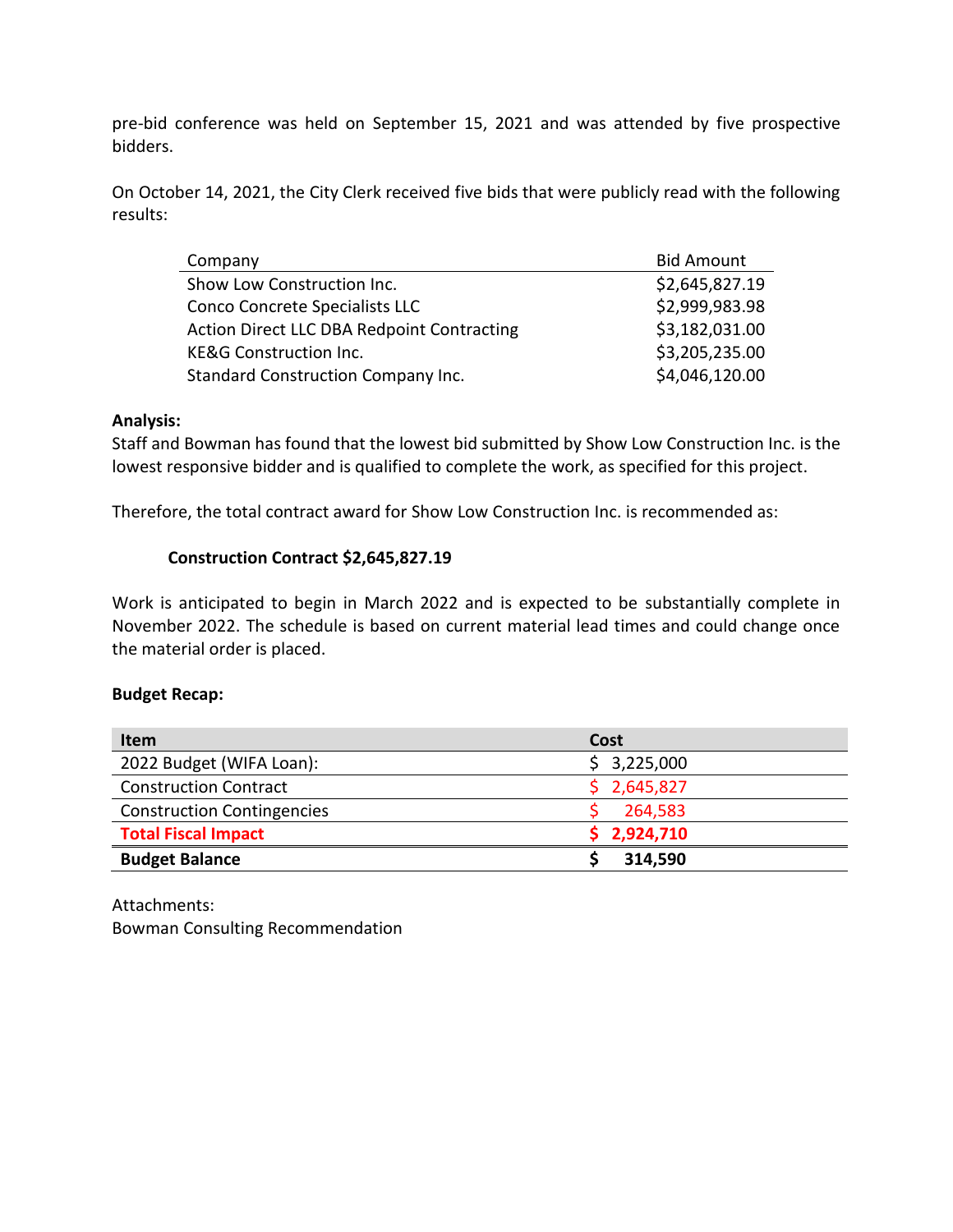pre-bid conference was held on September 15, 2021 and was attended by five prospective bidders.

On October 14, 2021, the City Clerk received five bids that were publicly read with the following results:

| Company | Bid Amount |
|---|---|
| Show Low Construction Inc. | $2,645,827.19 |
| Conco Concrete Specialists LLC | $2,999,983.98 |
| Action Direct LLC DBA Redpoint Contracting | $3,182,031.00 |
| KE&G Construction Inc. | $3,205,235.00 |
| Standard Construction Company Inc. | $4,046,120.00 |

**Analysis:**
Staff and Bowman has found that the lowest bid submitted by Show Low Construction Inc. is the lowest responsive bidder and is qualified to complete the work, as specified for this project.

Therefore, the total contract award for Show Low Construction Inc. is recommended as:

**Construction Contract $2,645,827.19**

Work is anticipated to begin in March 2022 and is expected to be substantially complete in November 2022. The schedule is based on current material lead times and could change once the material order is placed.

**Budget Recap:**

| Item | Cost |
|---|---|
| 2022 Budget (WIFA Loan): | $ 3,225,000 |
| Construction Contract | $ 2,645,827 |
| Construction Contingencies | $ 264,583 |
| **Total Fiscal Impact** | **$ 2,924,710** |
| **Budget Balance** | **$ 314,590** |

Attachments:
Bowman Consulting Recommendation